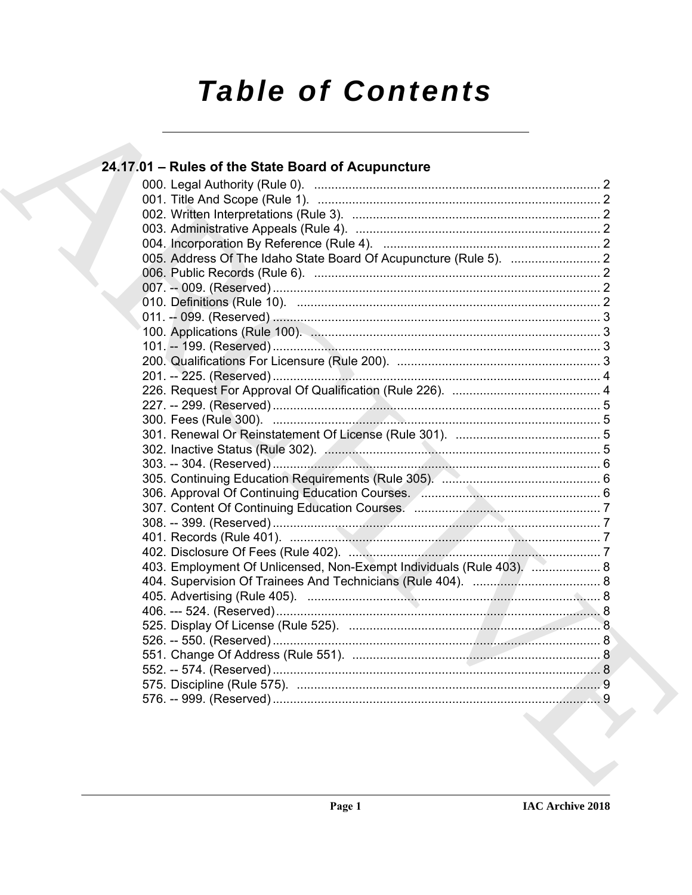# Table of Contents

## 24.17.01 – Rules of the State Board of Acupuncture

000. Legal Authority (Rule 0). .................................................................................. 2
001. Title And Scope (Rule 1). .................................................................................. 2
002. Written Interpretations (Rule 3). ........................................................................ 2
003. Administrative Appeals (Rule 4). ....................................................................... 2
004. Incorporation By Reference (Rule 4). ............................................................... 2
005. Address Of The Idaho State Board Of Acupuncture (Rule 5). .......................... 2
006. Public Records (Rule 6). ................................................................................... 2
007. -- 009. (Reserved) ............................................................................................... 2
010. Definitions (Rule 10). ........................................................................................ 2
011. -- 099. (Reserved) ............................................................................................... 3
100. Applications (Rule 100). .................................................................................... 3
101. -- 199. (Reserved) ............................................................................................... 3
200. Qualifications For Licensure (Rule 200). ........................................................... 3
201. -- 225. (Reserved) ............................................................................................... 4
226. Request For Approval Of Qualification (Rule 226). ........................................... 4
227. -- 299. (Reserved) ............................................................................................... 5
300. Fees (Rule 300). ............................................................................................... 5
301. Renewal Or Reinstatement Of License (Rule 301). .......................................... 5
302. Inactive Status (Rule 302). ................................................................................ 5
303. -- 304. (Reserved) ............................................................................................... 6
305. Continuing Education Requirements (Rule 305). .............................................. 6
306. Approval Of Continuing Education Courses. .................................................... 6
307. Content Of Continuing Education Courses. ...................................................... 7
308. -- 399. (Reserved) ............................................................................................... 7
401. Records (Rule 401). .......................................................................................... 7
402. Disclosure Of Fees (Rule 402). ......................................................................... 7
403. Employment Of Unlicensed, Non-Exempt Individuals (Rule 403). .................... 8
404. Supervision Of Trainees And Technicians (Rule 404). ..................................... 8
405. Advertising (Rule 405). ..................................................................................... 8
406. --- 524. (Reserved) .............................................................................................. 8
525. Display Of License (Rule 525). ......................................................................... 8
526. -- 550. (Reserved) ............................................................................................... 8
551. Change Of Address (Rule 551). ........................................................................ 8
552. -- 574. (Reserved) ............................................................................................... 8
575. Discipline (Rule 575). ........................................................................................ 9
576. -- 999. (Reserved) ............................................................................................... 9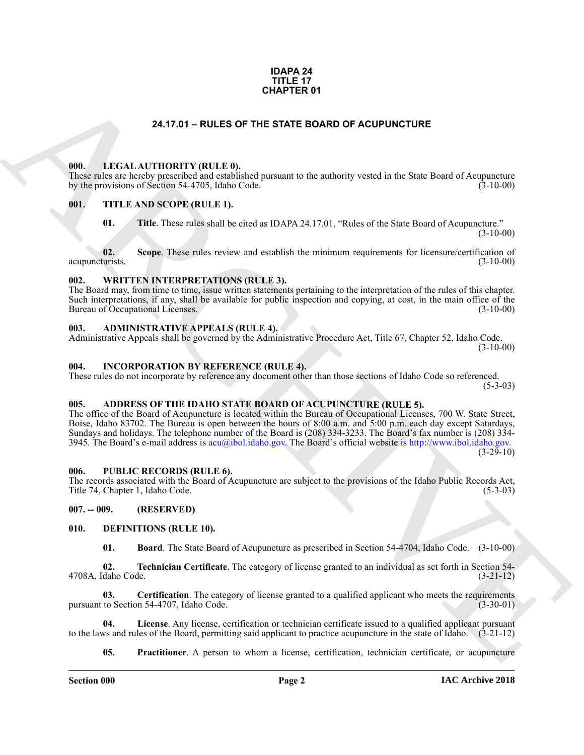**IDAPA 24**
**TITLE 17**
**CHAPTER 01**

## 24.17.01 – RULES OF THE STATE BOARD OF ACUPUNCTURE

### 000. LEGAL AUTHORITY (RULE 0).

These rules are hereby prescribed and established pursuant to the authority vested in the State Board of Acupuncture by the provisions of Section 54-4705, Idaho Code. (3-10-00)

### 001. TITLE AND SCOPE (RULE 1).

**01. Title**. These rules shall be cited as IDAPA 24.17.01, "Rules of the State Board of Acupuncture." (3-10-00)

**02. Scope**. These rules review and establish the minimum requirements for licensure/certification of acupuncturists. (3-10-00)

### 002. WRITTEN INTERPRETATIONS (RULE 3).

The Board may, from time to time, issue written statements pertaining to the interpretation of the rules of this chapter. Such interpretations, if any, shall be available for public inspection and copying, at cost, in the main office of the Bureau of Occupational Licenses. (3-10-00)

### 003. ADMINISTRATIVE APPEALS (RULE 4).

Administrative Appeals shall be governed by the Administrative Procedure Act, Title 67, Chapter 52, Idaho Code. (3-10-00)

### 004. INCORPORATION BY REFERENCE (RULE 4).

These rules do not incorporate by reference any document other than those sections of Idaho Code so referenced. (5-3-03)

### 005. ADDRESS OF THE IDAHO STATE BOARD OF ACUPUNCTURE (RULE 5).

The office of the Board of Acupuncture is located within the Bureau of Occupational Licenses, 700 W. State Street, Boise, Idaho 83702. The Bureau is open between the hours of 8:00 a.m. and 5:00 p.m. each day except Saturdays, Sundays and holidays. The telephone number of the Board is (208) 334-3233. The Board's fax number is (208) 334-3945. The Board's e-mail address is acu@ibol.idaho.gov. The Board's official website is http://www.ibol.idaho.gov. (3-29-10)

### 006. PUBLIC RECORDS (RULE 6).

The records associated with the Board of Acupuncture are subject to the provisions of the Idaho Public Records Act, Title 74, Chapter 1, Idaho Code. (5-3-03)

### 007. -- 009. (RESERVED)

### 010. DEFINITIONS (RULE 10).

**01. Board**. The State Board of Acupuncture as prescribed in Section 54-4704, Idaho Code. (3-10-00)

**02. Technician Certificate**. The category of license granted to an individual as set forth in Section 54-4708A, Idaho Code. (3-21-12)

**03. Certification**. The category of license granted to a qualified applicant who meets the requirements pursuant to Section 54-4707, Idaho Code. (3-30-01)

**04. License**. Any license, certification or technician certificate issued to a qualified applicant pursuant to the laws and rules of the Board, permitting said applicant to practice acupuncture in the state of Idaho. (3-21-12)

**05. Practitioner**. A person to whom a license, certification, technician certificate, or acupuncture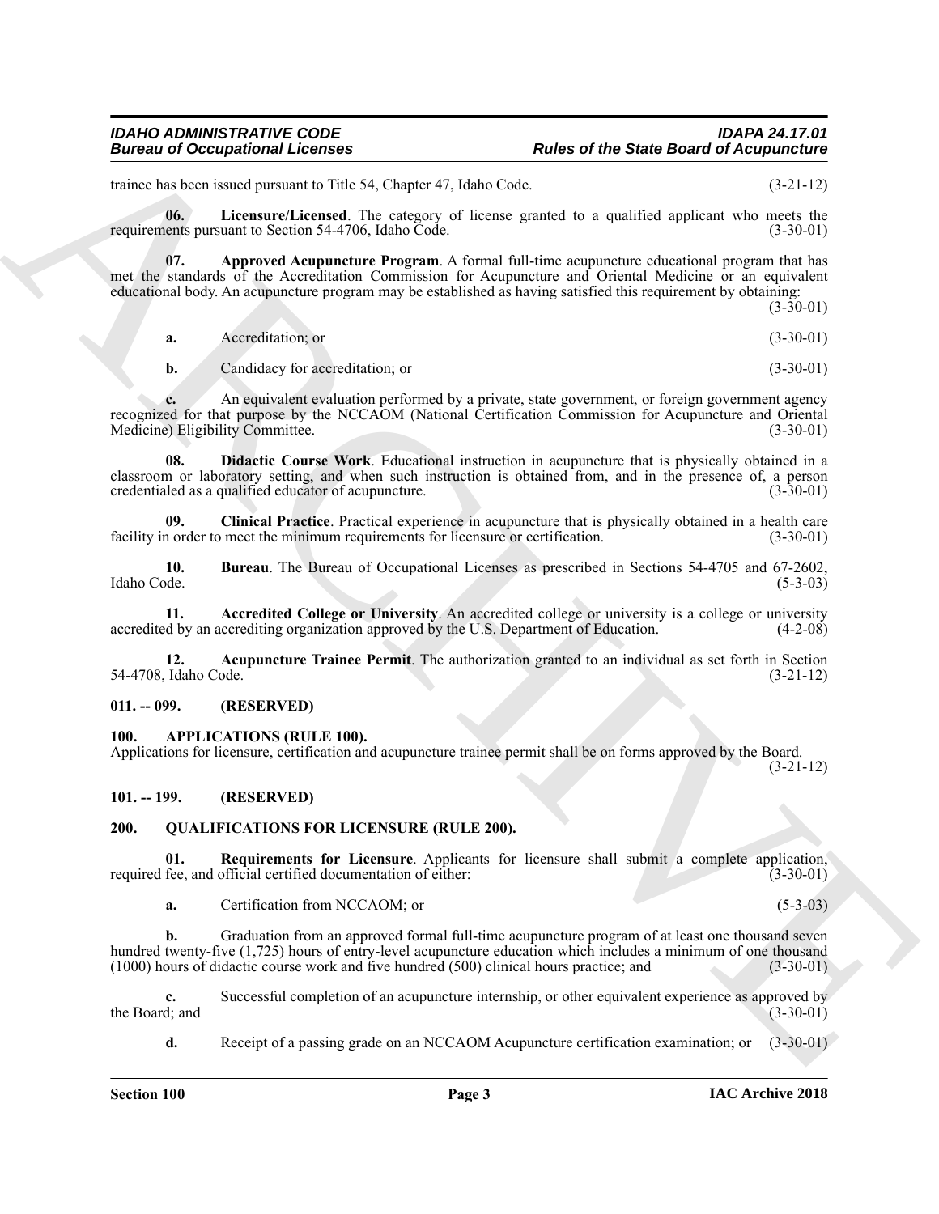trainee has been issued pursuant to Title 54, Chapter 47, Idaho Code. (3-21-12)

**06. Licensure/Licensed**. The category of license granted to a qualified applicant who meets the requirements pursuant to Section 54-4706, Idaho Code. (3-30-01)

**07. Approved Acupuncture Program**. A formal full-time acupuncture educational program that has met the standards of the Accreditation Commission for Acupuncture and Oriental Medicine or an equivalent educational body. An acupuncture program may be established as having satisfied this requirement by obtaining: (3-30-01)

**a.** Accreditation; or (3-30-01)

**b.** Candidacy for accreditation; or (3-30-01)

**c.** An equivalent evaluation performed by a private, state government, or foreign government agency recognized for that purpose by the NCCAOM (National Certification Commission for Acupuncture and Oriental Medicine) Eligibility Committee. (3-30-01)

**08. Didactic Course Work**. Educational instruction in acupuncture that is physically obtained in a classroom or laboratory setting, and when such instruction is obtained from, and in the presence of, a person credentialed as a qualified educator of acupuncture. (3-30-01)

**09. Clinical Practice**. Practical experience in acupuncture that is physically obtained in a health care facility in order to meet the minimum requirements for licensure or certification. (3-30-01)

**10. Bureau**. The Bureau of Occupational Licenses as prescribed in Sections 54-4705 and 67-2602, Idaho Code. (5-3-03)

**11. Accredited College or University**. An accredited college or university is a college or university accredited by an accrediting organization approved by the U.S. Department of Education. (4-2-08)

**12. Acupuncture Trainee Permit**. The authorization granted to an individual as set forth in Section 54-4708, Idaho Code. (3-21-12)

## 011. -- 099. (RESERVED)

## 100. APPLICATIONS (RULE 100).

Applications for licensure, certification and acupuncture trainee permit shall be on forms approved by the Board. (3-21-12)

## 101. -- 199. (RESERVED)

## 200. QUALIFICATIONS FOR LICENSURE (RULE 200).

**01. Requirements for Licensure**. Applicants for licensure shall submit a complete application, required fee, and official certified documentation of either: (3-30-01)

**a.** Certification from NCCAOM; or (5-3-03)

**b.** Graduation from an approved formal full-time acupuncture program of at least one thousand seven hundred twenty-five (1,725) hours of entry-level acupuncture education which includes a minimum of one thousand (1000) hours of didactic course work and five hundred (500) clinical hours practice; and (3-30-01)

**c.** Successful completion of an acupuncture internship, or other equivalent experience as approved by the Board; and (3-30-01)

**d.** Receipt of a passing grade on an NCCAOM Acupuncture certification examination; or (3-30-01)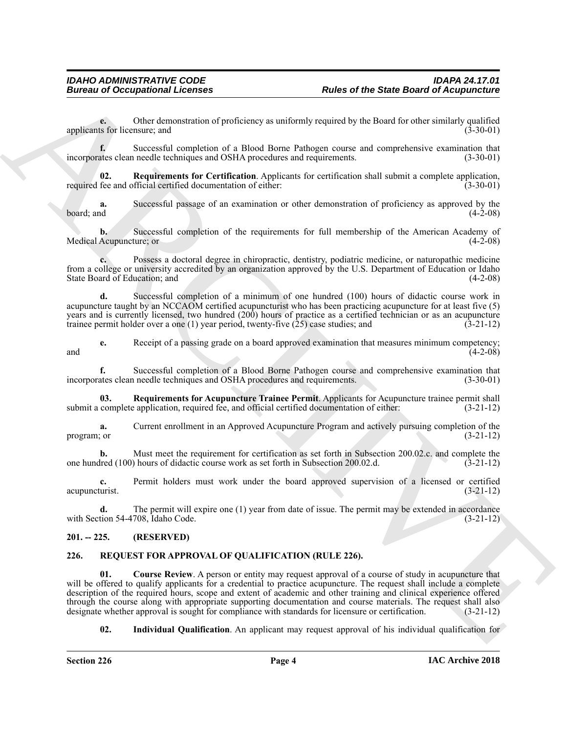**e.** Other demonstration of proficiency as uniformly required by the Board for other similarly qualified applicants for licensure; and (3-30-01)

**f.** Successful completion of a Blood Borne Pathogen course and comprehensive examination that incorporates clean needle techniques and OSHA procedures and requirements. (3-30-01)

**02. Requirements for Certification**. Applicants for certification shall submit a complete application, required fee and official certified documentation of either: (3-30-01)

**a.** Successful passage of an examination or other demonstration of proficiency as approved by the board; and (4-2-08)

**b.** Successful completion of the requirements for full membership of the American Academy of Medical Acupuncture; or (4-2-08)

**c.** Possess a doctoral degree in chiropractic, dentistry, podiatric medicine, or naturopathic medicine from a college or university accredited by an organization approved by the U.S. Department of Education or Idaho State Board of Education; and (4-2-08)

**d.** Successful completion of a minimum of one hundred (100) hours of didactic course work in acupuncture taught by an NCCAOM certified acupuncturist who has been practicing acupuncture for at least five (5) years and is currently licensed, two hundred (200) hours of practice as a certified technician or as an acupuncture trainee permit holder over a one (1) year period, twenty-five (25) case studies; and (3-21-12)

**e.** Receipt of a passing grade on a board approved examination that measures minimum competency; and (4-2-08)

**f.** Successful completion of a Blood Borne Pathogen course and comprehensive examination that incorporates clean needle techniques and OSHA procedures and requirements. (3-30-01)

**03. Requirements for Acupuncture Trainee Permit**. Applicants for Acupuncture trainee permit shall submit a complete application, required fee, and official certified documentation of either: (3-21-12)

**a.** Current enrollment in an Approved Acupuncture Program and actively pursuing completion of the program; or (3-21-12)

**b.** Must meet the requirement for certification as set forth in Subsection 200.02.c. and complete the one hundred (100) hours of didactic course work as set forth in Subsection 200.02.d. (3-21-12)

**c.** Permit holders must work under the board approved supervision of a licensed or certified acupuncturist. (3-21-12)

**d.** The permit will expire one (1) year from date of issue. The permit may be extended in accordance with Section 54-4708, Idaho Code. (3-21-12)

## 201. -- 225. (RESERVED)

## 226. REQUEST FOR APPROVAL OF QUALIFICATION (RULE 226).

**01. Course Review**. A person or entity may request approval of a course of study in acupuncture that will be offered to qualify applicants for a credential to practice acupuncture. The request shall include a complete description of the required hours, scope and extent of academic and other training and clinical experience offered through the course along with appropriate supporting documentation and course materials. The request shall also designate whether approval is sought for compliance with standards for licensure or certification. (3-21-12)

**02. Individual Qualification**. An applicant may request approval of his individual qualification for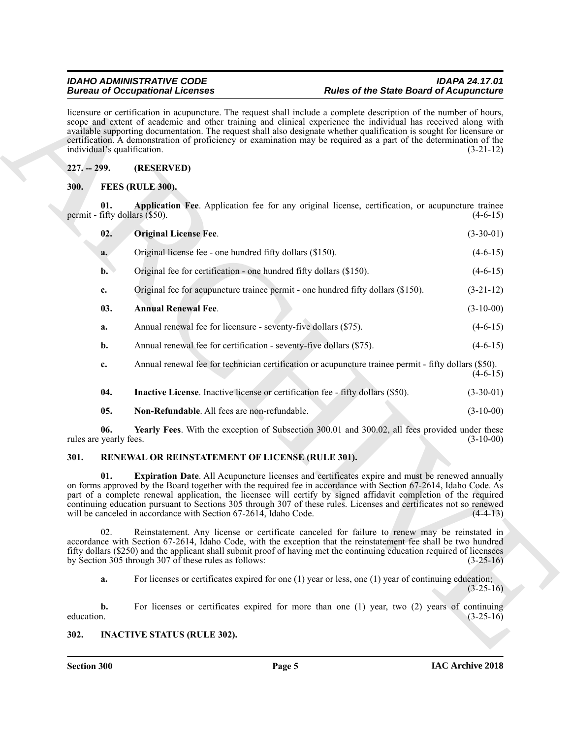licensure or certification in acupuncture. The request shall include a complete description of the number of hours, scope and extent of academic and other training and clinical experience the individual has received along with available supporting documentation. The request shall also designate whether qualification is sought for licensure or certification. A demonstration of proficiency or examination may be required as a part of the determination of the individual's qualification. (3-21-12)

## 227. -- 299. (RESERVED)

## 300. FEES (RULE 300).

**01. Application Fee**. Application fee for any original license, certification, or acupuncture trainee permit - fifty dollars ($50). (4-6-15)

**02. Original License Fee**. (3-30-01)

**a.** Original license fee - one hundred fifty dollars ($150). (4-6-15)

**b.** Original fee for certification - one hundred fifty dollars ($150). (4-6-15)

**c.** Original fee for acupuncture trainee permit - one hundred fifty dollars ($150). (3-21-12)

**03. Annual Renewal Fee**. (3-10-00)

**a.** Annual renewal fee for licensure - seventy-five dollars ($75). (4-6-15)

**b.** Annual renewal fee for certification - seventy-five dollars ($75). (4-6-15)

**c.** Annual renewal fee for technician certification or acupuncture trainee permit - fifty dollars ($50). (4-6-15)

**04. Inactive License**. Inactive license or certification fee - fifty dollars ($50). (3-30-01)

**05. Non-Refundable**. All fees are non-refundable. (3-10-00)

**06. Yearly Fees**. With the exception of Subsection 300.01 and 300.02, all fees provided under these rules are yearly fees. (3-10-00)

## 301. RENEWAL OR REINSTATEMENT OF LICENSE (RULE 301).

**01. Expiration Date**. All Acupuncture licenses and certificates expire and must be renewed annually on forms approved by the Board together with the required fee in accordance with Section 67-2614, Idaho Code. As part of a complete renewal application, the licensee will certify by signed affidavit completion of the required continuing education pursuant to Sections 305 through 307 of these rules. Licenses and certificates not so renewed will be canceled in accordance with Section 67-2614, Idaho Code. (4-4-13)

02. Reinstatement. Any license or certificate canceled for failure to renew may be reinstated in accordance with Section 67-2614, Idaho Code, with the exception that the reinstatement fee shall be two hundred fifty dollars ($250) and the applicant shall submit proof of having met the continuing education required of licensees by Section 305 through 307 of these rules as follows: (3-25-16)

**a.** For licenses or certificates expired for one (1) year or less, one (1) year of continuing education; (3-25-16)

**b.** For licenses or certificates expired for more than one (1) year, two (2) years of continuing education. (3-25-16)

## 302. INACTIVE STATUS (RULE 302).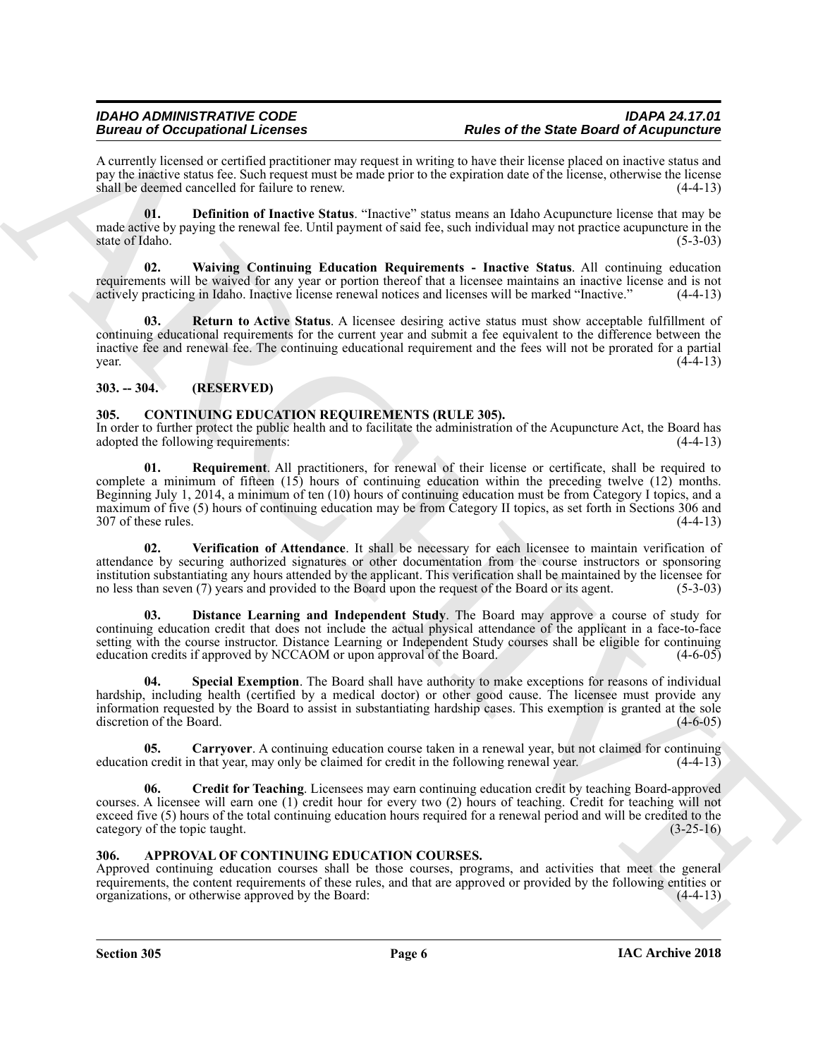A currently licensed or certified practitioner may request in writing to have their license placed on inactive status and pay the inactive status fee. Such request must be made prior to the expiration date of the license, otherwise the license shall be deemed cancelled for failure to renew. (4-4-13)

**01. Definition of Inactive Status**. "Inactive" status means an Idaho Acupuncture license that may be made active by paying the renewal fee. Until payment of said fee, such individual may not practice acupuncture in the state of Idaho. (5-3-03)

**02. Waiving Continuing Education Requirements - Inactive Status**. All continuing education requirements will be waived for any year or portion thereof that a licensee maintains an inactive license and is not actively practicing in Idaho. Inactive license renewal notices and licenses will be marked "Inactive." (4-4-13)

**03. Return to Active Status**. A licensee desiring active status must show acceptable fulfillment of continuing educational requirements for the current year and submit a fee equivalent to the difference between the inactive fee and renewal fee. The continuing educational requirement and the fees will not be prorated for a partial year. (4-4-13)

## 303. -- 304. (RESERVED)

## 305. CONTINUING EDUCATION REQUIREMENTS (RULE 305).

In order to further protect the public health and to facilitate the administration of the Acupuncture Act, the Board has adopted the following requirements: (4-4-13)

**01. Requirement**. All practitioners, for renewal of their license or certificate, shall be required to complete a minimum of fifteen (15) hours of continuing education within the preceding twelve (12) months. Beginning July 1, 2014, a minimum of ten (10) hours of continuing education must be from Category I topics, and a maximum of five (5) hours of continuing education may be from Category II topics, as set forth in Sections 306 and 307 of these rules. (4-4-13)

**02. Verification of Attendance**. It shall be necessary for each licensee to maintain verification of attendance by securing authorized signatures or other documentation from the course instructors or sponsoring institution substantiating any hours attended by the applicant. This verification shall be maintained by the licensee for no less than seven (7) years and provided to the Board upon the request of the Board or its agent. (5-3-03)

**03. Distance Learning and Independent Study**. The Board may approve a course of study for continuing education credit that does not include the actual physical attendance of the applicant in a face-to-face setting with the course instructor. Distance Learning or Independent Study courses shall be eligible for continuing education credits if approved by NCCAOM or upon approval of the Board. (4-6-05)

**04. Special Exemption**. The Board shall have authority to make exceptions for reasons of individual hardship, including health (certified by a medical doctor) or other good cause. The licensee must provide any information requested by the Board to assist in substantiating hardship cases. This exemption is granted at the sole discretion of the Board. (4-6-05)

**05. Carryover**. A continuing education course taken in a renewal year, but not claimed for continuing education credit in that year, may only be claimed for credit in the following renewal year. (4-4-13)

**06. Credit for Teaching**. Licensees may earn continuing education credit by teaching Board-approved courses. A licensee will earn one (1) credit hour for every two (2) hours of teaching. Credit for teaching will not exceed five (5) hours of the total continuing education hours required for a renewal period and will be credited to the category of the topic taught. (3-25-16)

## 306. APPROVAL OF CONTINUING EDUCATION COURSES.

Approved continuing education courses shall be those courses, programs, and activities that meet the general requirements, the content requirements of these rules, and that are approved or provided by the following entities or organizations, or otherwise approved by the Board: (4-4-13)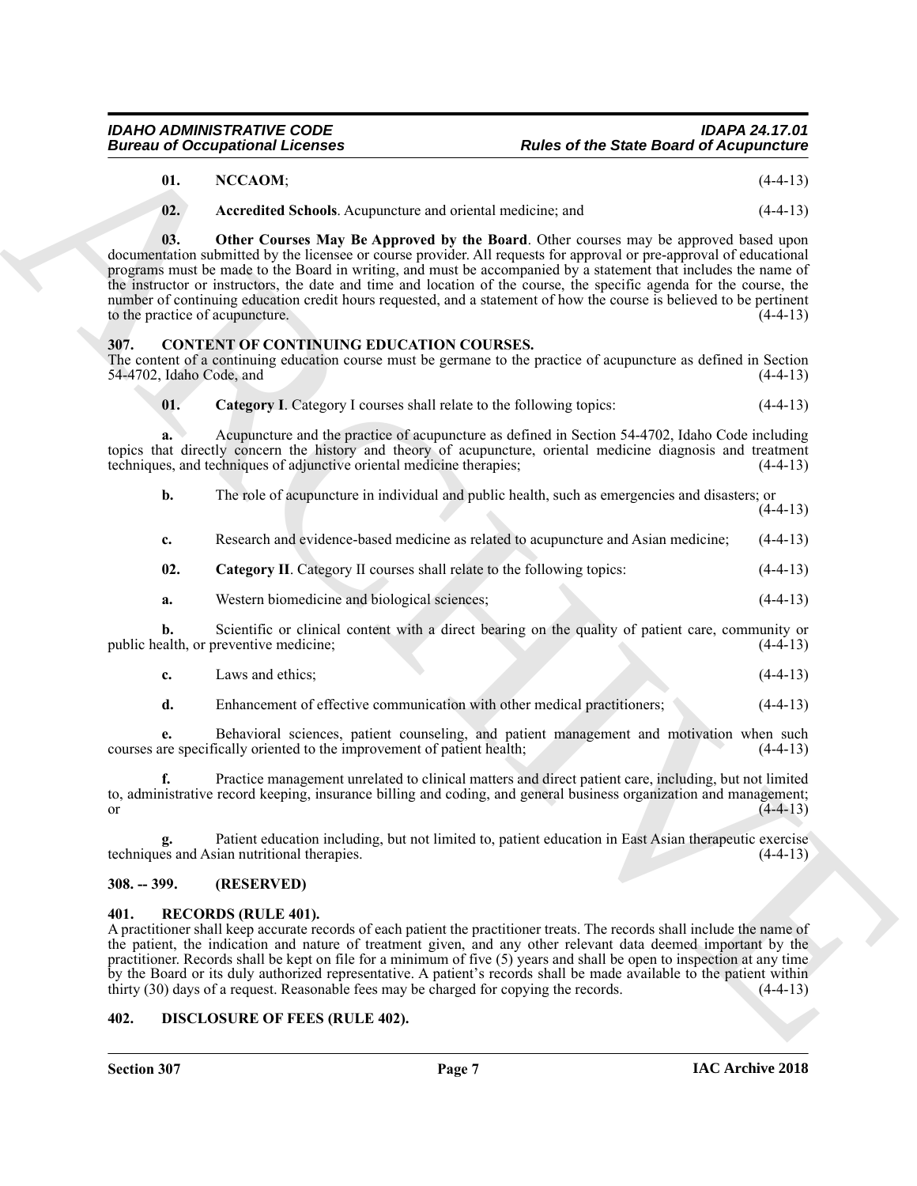**01. NCCAOM**; (4-4-13)

**02. Accredited Schools**. Acupuncture and oriental medicine; and (4-4-13)

**03. Other Courses May Be Approved by the Board**. Other courses may be approved based upon documentation submitted by the licensee or course provider. All requests for approval or pre-approval of educational programs must be made to the Board in writing, and must be accompanied by a statement that includes the name of the instructor or instructors, the date and time and location of the course, the specific agenda for the course, the number of continuing education credit hours requested, and a statement of how the course is believed to be pertinent to the practice of acupuncture. (4-4-13)

## 307. CONTENT OF CONTINUING EDUCATION COURSES.

The content of a continuing education course must be germane to the practice of acupuncture as defined in Section 54-4702, Idaho Code, and (4-4-13)

**01. Category I**. Category I courses shall relate to the following topics: (4-4-13)

**a.** Acupuncture and the practice of acupuncture as defined in Section 54-4702, Idaho Code including topics that directly concern the history and theory of acupuncture, oriental medicine diagnosis and treatment techniques, and techniques of adjunctive oriental medicine therapies; (4-4-13)

**b.** The role of acupuncture in individual and public health, such as emergencies and disasters; or (4-4-13)

**c.** Research and evidence-based medicine as related to acupuncture and Asian medicine; (4-4-13)

**02. Category II**. Category II courses shall relate to the following topics: (4-4-13)

**a.** Western biomedicine and biological sciences; (4-4-13)

**b.** Scientific or clinical content with a direct bearing on the quality of patient care, community or public health, or preventive medicine; (4-4-13)

**c.** Laws and ethics; (4-4-13)

**d.** Enhancement of effective communication with other medical practitioners; (4-4-13)

**e.** Behavioral sciences, patient counseling, and patient management and motivation when such courses are specifically oriented to the improvement of patient health; (4-4-13)

**f.** Practice management unrelated to clinical matters and direct patient care, including, but not limited to, administrative record keeping, insurance billing and coding, and general business organization and management; or (4-4-13)

**g.** Patient education including, but not limited to, patient education in East Asian therapeutic exercise techniques and Asian nutritional therapies. (4-4-13)

## 308. -- 399. (RESERVED)

## 401. RECORDS (RULE 401).

A practitioner shall keep accurate records of each patient the practitioner treats. The records shall include the name of the patient, the indication and nature of treatment given, and any other relevant data deemed important by the practitioner. Records shall be kept on file for a minimum of five (5) years and shall be open to inspection at any time by the Board or its duly authorized representative. A patient's records shall be made available to the patient within thirty (30) days of a request. Reasonable fees may be charged for copying the records. (4-4-13)

## 402. DISCLOSURE OF FEES (RULE 402).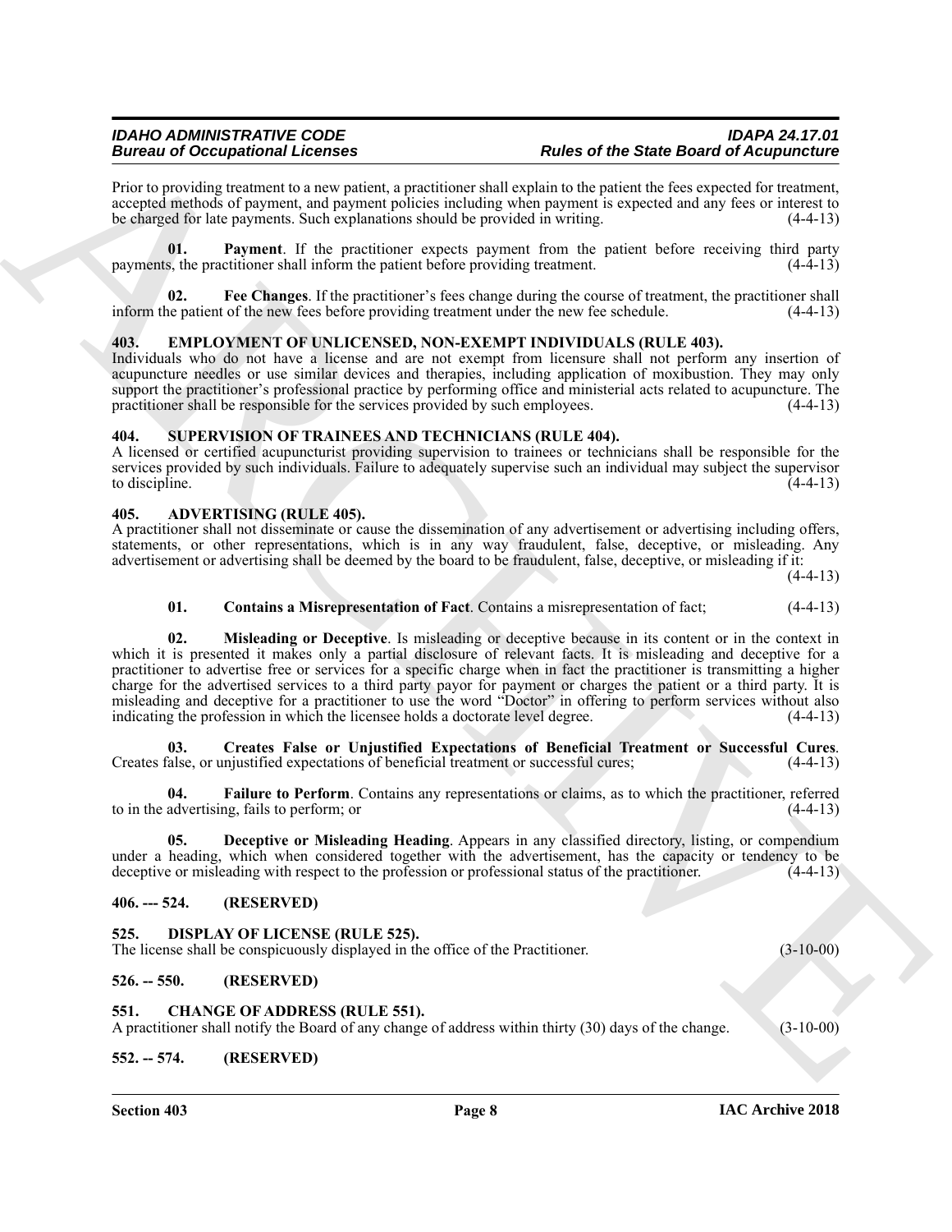Prior to providing treatment to a new patient, a practitioner shall explain to the patient the fees expected for treatment, accepted methods of payment, and payment policies including when payment is expected and any fees or interest to be charged for late payments. Such explanations should be provided in writing. (4-4-13)

**01. Payment**. If the practitioner expects payment from the patient before receiving third party payments, the practitioner shall inform the patient before providing treatment. (4-4-13)

**02. Fee Changes**. If the practitioner's fees change during the course of treatment, the practitioner shall inform the patient of the new fees before providing treatment under the new fee schedule. (4-4-13)

## 403. EMPLOYMENT OF UNLICENSED, NON-EXEMPT INDIVIDUALS (RULE 403).

Individuals who do not have a license and are not exempt from licensure shall not perform any insertion of acupuncture needles or use similar devices and therapies, including application of moxibustion. They may only support the practitioner's professional practice by performing office and ministerial acts related to acupuncture. The practitioner shall be responsible for the services provided by such employees. (4-4-13)

## 404. SUPERVISION OF TRAINEES AND TECHNICIANS (RULE 404).

A licensed or certified acupuncturist providing supervision to trainees or technicians shall be responsible for the services provided by such individuals. Failure to adequately supervise such an individual may subject the supervisor to discipline. (4-4-13)

## 405. ADVERTISING (RULE 405).

A practitioner shall not disseminate or cause the dissemination of any advertisement or advertising including offers, statements, or other representations, which is in any way fraudulent, false, deceptive, or misleading. Any advertisement or advertising shall be deemed by the board to be fraudulent, false, deceptive, or misleading if it: (4-4-13)

**01. Contains a Misrepresentation of Fact**. Contains a misrepresentation of fact; (4-4-13)

**02. Misleading or Deceptive**. Is misleading or deceptive because in its content or in the context in which it is presented it makes only a partial disclosure of relevant facts. It is misleading and deceptive for a practitioner to advertise free or services for a specific charge when in fact the practitioner is transmitting a higher charge for the advertised services to a third party payor for payment or charges the patient or a third party. It is misleading and deceptive for a practitioner to use the word "Doctor" in offering to perform services without also indicating the profession in which the licensee holds a doctorate level degree. (4-4-13)

**03. Creates False or Unjustified Expectations of Beneficial Treatment or Successful Cures**. Creates false, or unjustified expectations of beneficial treatment or successful cures; (4-4-13)

**04. Failure to Perform**. Contains any representations or claims, as to which the practitioner, referred to in the advertising, fails to perform; or (4-4-13)

**05. Deceptive or Misleading Heading**. Appears in any classified directory, listing, or compendium under a heading, which when considered together with the advertisement, has the capacity or tendency to be deceptive or misleading with respect to the profession or professional status of the practitioner. (4-4-13)

## 406. --- 524. (RESERVED)

## 525. DISPLAY OF LICENSE (RULE 525).

The license shall be conspicuously displayed in the office of the Practitioner. (3-10-00)

## 526. -- 550. (RESERVED)

## 551. CHANGE OF ADDRESS (RULE 551).

A practitioner shall notify the Board of any change of address within thirty (30) days of the change. (3-10-00)

## 552. -- 574. (RESERVED)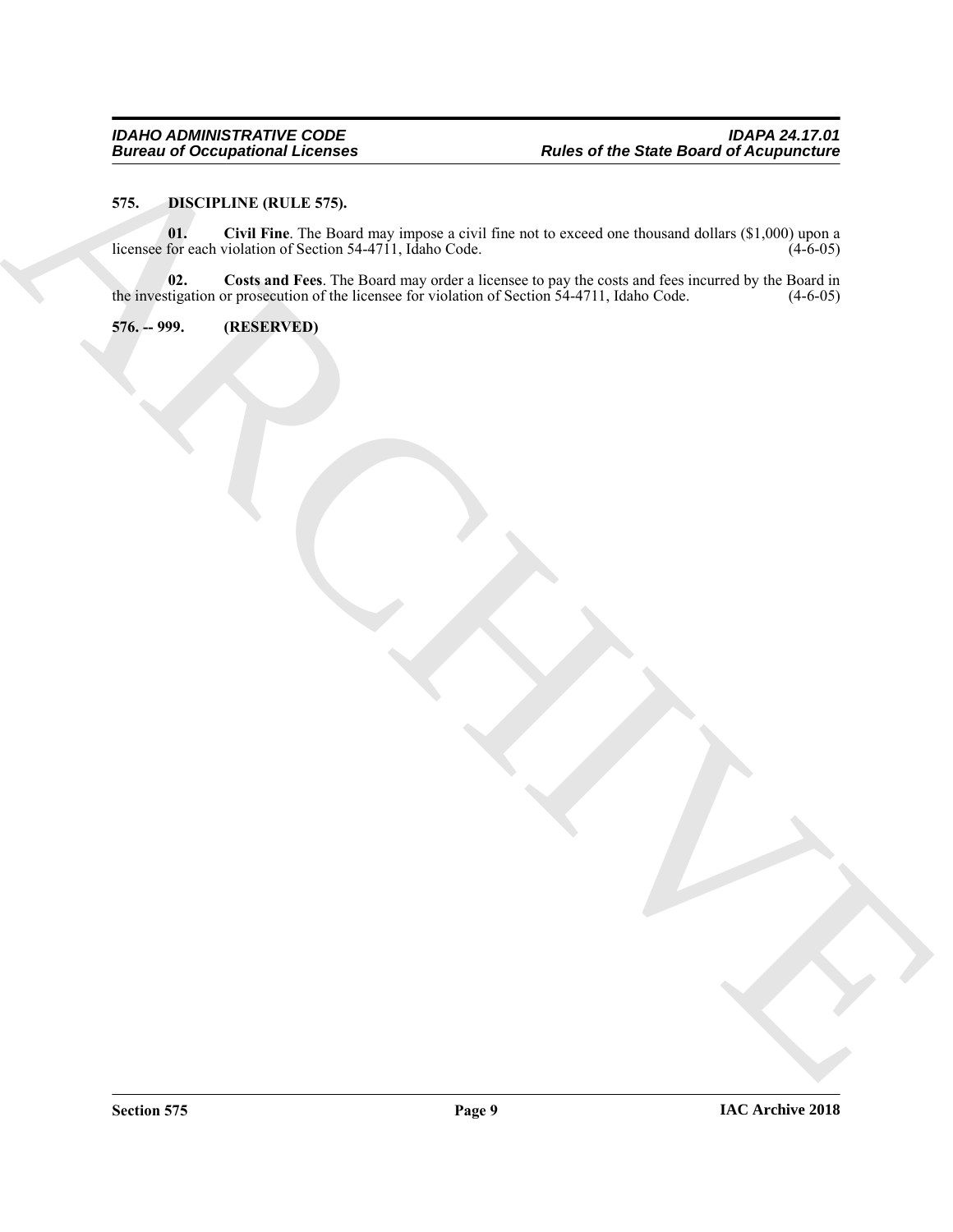**575. DISCIPLINE (RULE 575).**

**01. Civil Fine**. The Board may impose a civil fine not to exceed one thousand dollars ($1,000) upon a licensee for each violation of Section 54-4711, Idaho Code. (4-6-05)

**02. Costs and Fees**. The Board may order a licensee to pay the costs and fees incurred by the Board in the investigation or prosecution of the licensee for violation of Section 54-4711, Idaho Code. (4-6-05)

**576. -- 999. (RESERVED)**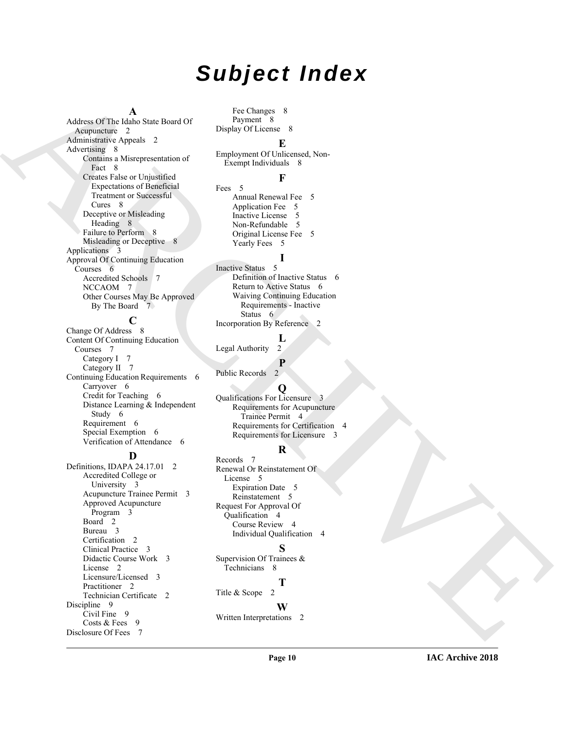# Subject Index

**A**

Address Of The Idaho State Board Of Acupuncture 2
Administrative Appeals 2
Advertising 8
- Contains a Misrepresentation of Fact 8
- Creates False or Unjustified Expectations of Beneficial Treatment or Successful Cures 8
- Deceptive or Misleading Heading 8
- Failure to Perform 8
- Misleading or Deceptive 8

Applications 3
Approval Of Continuing Education Courses 6
- Accredited Schools 7
- NCCAOM 7
- Other Courses May Be Approved By The Board 7

**C**

Change Of Address 8
Content Of Continuing Education Courses 7
- Category I 7
- Category II 7

Continuing Education Requirements 6
- Carryover 6
- Credit for Teaching 6
- Distance Learning & Independent Study 6
- Requirement 6
- Special Exemption 6
- Verification of Attendance 6

**D**

Definitions, IDAPA 24.17.01 2
- Accredited College or University 3
- Acupuncture Trainee Permit 3
- Approved Acupuncture Program 3
- Board 2
- Bureau 3
- Certification 2
- Clinical Practice 3
- Didactic Course Work 3
- License 2
- Licensure/Licensed 3
- Practitioner 2
- Technician Certificate 2

Discipline 9
- Civil Fine 9
- Costs & Fees 9

Disclosure Of Fees 7
- Fee Changes 8
- Payment 8

Display Of License 8

**E**

Employment Of Unlicensed, Non-Exempt Individuals 8

**F**

Fees 5
- Annual Renewal Fee 5
- Application Fee 5
- Inactive License 5
- Non-Refundable 5
- Original License Fee 5
- Yearly Fees 5

**I**

Inactive Status 5
- Definition of Inactive Status 6
- Return to Active Status 6
- Waiving Continuing Education Requirements - Inactive Status 6

Incorporation By Reference 2

**L**

Legal Authority 2

**P**

Public Records 2

**Q**

Qualifications For Licensure 3
- Requirements for Acupuncture Trainee Permit 4
- Requirements for Certification 4
- Requirements for Licensure 3

**R**

Records 7
Renewal Or Reinstatement Of License 5
- Expiration Date 5
- Reinstatement 5

Request For Approval Of Qualification 4
- Course Review 4
- Individual Qualification 4

**S**

Supervision Of Trainees & Technicians 8

**T**

Title & Scope 2

**W**

Written Interpretations 2